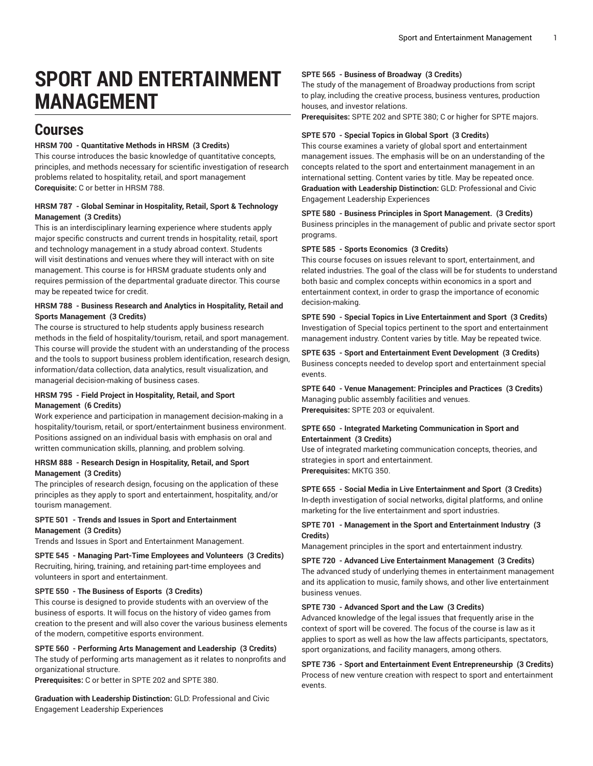# SPORT AND ENTERTAINMENT MANAGEMENT

## Courses

**HRSM 700 - Quantitative Methods in HRSM (3 Credits)**
This course introduces the basic knowledge of quantitative concepts, principles, and methods necessary for scientific investigation of research problems related to hospitality, retail, and sport management
**Corequisite:** C or better in HRSM 788.

**HRSM 787 - Global Seminar in Hospitality, Retail, Sport & Technology Management (3 Credits)**
This is an interdisciplinary learning experience where students apply major specific constructs and current trends in hospitality, retail, sport and technology management in a study abroad context. Students will visit destinations and venues where they will interact with on site management. This course is for HRSM graduate students only and requires permission of the departmental graduate director. This course may be repeated twice for credit.

**HRSM 788 - Business Research and Analytics in Hospitality, Retail and Sports Management (3 Credits)**
The course is structured to help students apply business research methods in the field of hospitality/tourism, retail, and sport management. This course will provide the student with an understanding of the process and the tools to support business problem identification, research design, information/data collection, data analytics, result visualization, and managerial decision-making of business cases.

**HRSM 795 - Field Project in Hospitality, Retail, and Sport Management (6 Credits)**
Work experience and participation in management decision-making in a hospitality/tourism, retail, or sport/entertainment business environment. Positions assigned on an individual basis with emphasis on oral and written communication skills, planning, and problem solving.

**HRSM 888 - Research Design in Hospitality, Retail, and Sport Management (3 Credits)**
The principles of research design, focusing on the application of these principles as they apply to sport and entertainment, hospitality, and/or tourism management.

**SPTE 501 - Trends and Issues in Sport and Entertainment Management (3 Credits)**
Trends and Issues in Sport and Entertainment Management.

**SPTE 545 - Managing Part-Time Employees and Volunteers (3 Credits)**
Recruiting, hiring, training, and retaining part-time employees and volunteers in sport and entertainment.

**SPTE 550 - The Business of Esports (3 Credits)**
This course is designed to provide students with an overview of the business of esports. It will focus on the history of video games from creation to the present and will also cover the various business elements of the modern, competitive esports environment.

**SPTE 560 - Performing Arts Management and Leadership (3 Credits)**
The study of performing arts management as it relates to nonprofits and organizational structure.
**Prerequisites:** C or better in SPTE 202 and SPTE 380.

**Graduation with Leadership Distinction:** GLD: Professional and Civic Engagement Leadership Experiences

**SPTE 565 - Business of Broadway (3 Credits)**
The study of the management of Broadway productions from script to play, including the creative process, business ventures, production houses, and investor relations.
**Prerequisites:** SPTE 202 and SPTE 380; C or higher for SPTE majors.

**SPTE 570 - Special Topics in Global Sport (3 Credits)**
This course examines a variety of global sport and entertainment management issues. The emphasis will be on an understanding of the concepts related to the sport and entertainment management in an international setting. Content varies by title. May be repeated once.
**Graduation with Leadership Distinction:** GLD: Professional and Civic Engagement Leadership Experiences

**SPTE 580 - Business Principles in Sport Management. (3 Credits)**
Business principles in the management of public and private sector sport programs.

**SPTE 585 - Sports Economics (3 Credits)**
This course focuses on issues relevant to sport, entertainment, and related industries. The goal of the class will be for students to understand both basic and complex concepts within economics in a sport and entertainment context, in order to grasp the importance of economic decision-making.

**SPTE 590 - Special Topics in Live Entertainment and Sport (3 Credits)**
Investigation of Special topics pertinent to the sport and entertainment management industry. Content varies by title. May be repeated twice.

**SPTE 635 - Sport and Entertainment Event Development (3 Credits)**
Business concepts needed to develop sport and entertainment special events.

**SPTE 640 - Venue Management: Principles and Practices (3 Credits)**
Managing public assembly facilities and venues.
**Prerequisites:** SPTE 203 or equivalent.

**SPTE 650 - Integrated Marketing Communication in Sport and Entertainment (3 Credits)**
Use of integrated marketing communication concepts, theories, and strategies in sport and entertainment.
**Prerequisites:** MKTG 350.

**SPTE 655 - Social Media in Live Entertainment and Sport (3 Credits)**
In-depth investigation of social networks, digital platforms, and online marketing for the live entertainment and sport industries.

**SPTE 701 - Management in the Sport and Entertainment Industry (3 Credits)**
Management principles in the sport and entertainment industry.

**SPTE 720 - Advanced Live Entertainment Management (3 Credits)**
The advanced study of underlying themes in entertainment management and its application to music, family shows, and other live entertainment business venues.

**SPTE 730 - Advanced Sport and the Law (3 Credits)**
Advanced knowledge of the legal issues that frequently arise in the context of sport will be covered. The focus of the course is law as it applies to sport as well as how the law affects participants, spectators, sport organizations, and facility managers, among others.

**SPTE 736 - Sport and Entertainment Event Entrepreneurship (3 Credits)**
Process of new venture creation with respect to sport and entertainment events.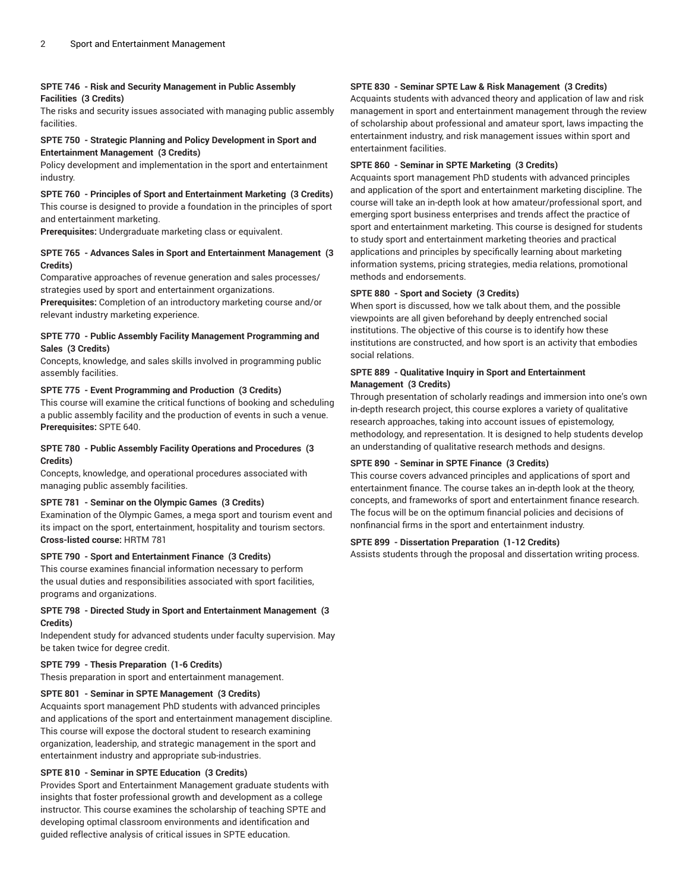**SPTE 746 - Risk and Security Management in Public Assembly Facilities (3 Credits)**
The risks and security issues associated with managing public assembly facilities.

**SPTE 750 - Strategic Planning and Policy Development in Sport and Entertainment Management (3 Credits)**
Policy development and implementation in the sport and entertainment industry.

**SPTE 760 - Principles of Sport and Entertainment Marketing (3 Credits)**
This course is designed to provide a foundation in the principles of sport and entertainment marketing.
**Prerequisites:** Undergraduate marketing class or equivalent.

**SPTE 765 - Advances Sales in Sport and Entertainment Management (3 Credits)**
Comparative approaches of revenue generation and sales processes/strategies used by sport and entertainment organizations.
**Prerequisites:** Completion of an introductory marketing course and/or relevant industry marketing experience.

**SPTE 770 - Public Assembly Facility Management Programming and Sales (3 Credits)**
Concepts, knowledge, and sales skills involved in programming public assembly facilities.

**SPTE 775 - Event Programming and Production (3 Credits)**
This course will examine the critical functions of booking and scheduling a public assembly facility and the production of events in such a venue.
**Prerequisites:** SPTE 640.

**SPTE 780 - Public Assembly Facility Operations and Procedures (3 Credits)**
Concepts, knowledge, and operational procedures associated with managing public assembly facilities.

**SPTE 781 - Seminar on the Olympic Games (3 Credits)**
Examination of the Olympic Games, a mega sport and tourism event and its impact on the sport, entertainment, hospitality and tourism sectors.
**Cross-listed course:** HRTM 781

**SPTE 790 - Sport and Entertainment Finance (3 Credits)**
This course examines financial information necessary to perform the usual duties and responsibilities associated with sport facilities, programs and organizations.

**SPTE 798 - Directed Study in Sport and Entertainment Management (3 Credits)**
Independent study for advanced students under faculty supervision. May be taken twice for degree credit.

**SPTE 799 - Thesis Preparation (1-6 Credits)**
Thesis preparation in sport and entertainment management.

**SPTE 801 - Seminar in SPTE Management (3 Credits)**
Acquaints sport management PhD students with advanced principles and applications of the sport and entertainment management discipline. This course will expose the doctoral student to research examining organization, leadership, and strategic management in the sport and entertainment industry and appropriate sub-industries.

**SPTE 810 - Seminar in SPTE Education (3 Credits)**
Provides Sport and Entertainment Management graduate students with insights that foster professional growth and development as a college instructor. This course examines the scholarship of teaching SPTE and developing optimal classroom environments and identification and guided reflective analysis of critical issues in SPTE education.

**SPTE 830 - Seminar SPTE Law & Risk Management (3 Credits)**
Acquaints students with advanced theory and application of law and risk management in sport and entertainment management through the review of scholarship about professional and amateur sport, laws impacting the entertainment industry, and risk management issues within sport and entertainment facilities.

**SPTE 860 - Seminar in SPTE Marketing (3 Credits)**
Acquaints sport management PhD students with advanced principles and application of the sport and entertainment marketing discipline. The course will take an in-depth look at how amateur/professional sport, and emerging sport business enterprises and trends affect the practice of sport and entertainment marketing. This course is designed for students to study sport and entertainment marketing theories and practical applications and principles by specifically learning about marketing information systems, pricing strategies, media relations, promotional methods and endorsements.

**SPTE 880 - Sport and Society (3 Credits)**
When sport is discussed, how we talk about them, and the possible viewpoints are all given beforehand by deeply entrenched social institutions. The objective of this course is to identify how these institutions are constructed, and how sport is an activity that embodies social relations.

**SPTE 889 - Qualitative Inquiry in Sport and Entertainment Management (3 Credits)**
Through presentation of scholarly readings and immersion into one's own in-depth research project, this course explores a variety of qualitative research approaches, taking into account issues of epistemology, methodology, and representation. It is designed to help students develop an understanding of qualitative research methods and designs.

**SPTE 890 - Seminar in SPTE Finance (3 Credits)**
This course covers advanced principles and applications of sport and entertainment finance. The course takes an in-depth look at the theory, concepts, and frameworks of sport and entertainment finance research. The focus will be on the optimum financial policies and decisions of nonfinancial firms in the sport and entertainment industry.

**SPTE 899 - Dissertation Preparation (1-12 Credits)**
Assists students through the proposal and dissertation writing process.